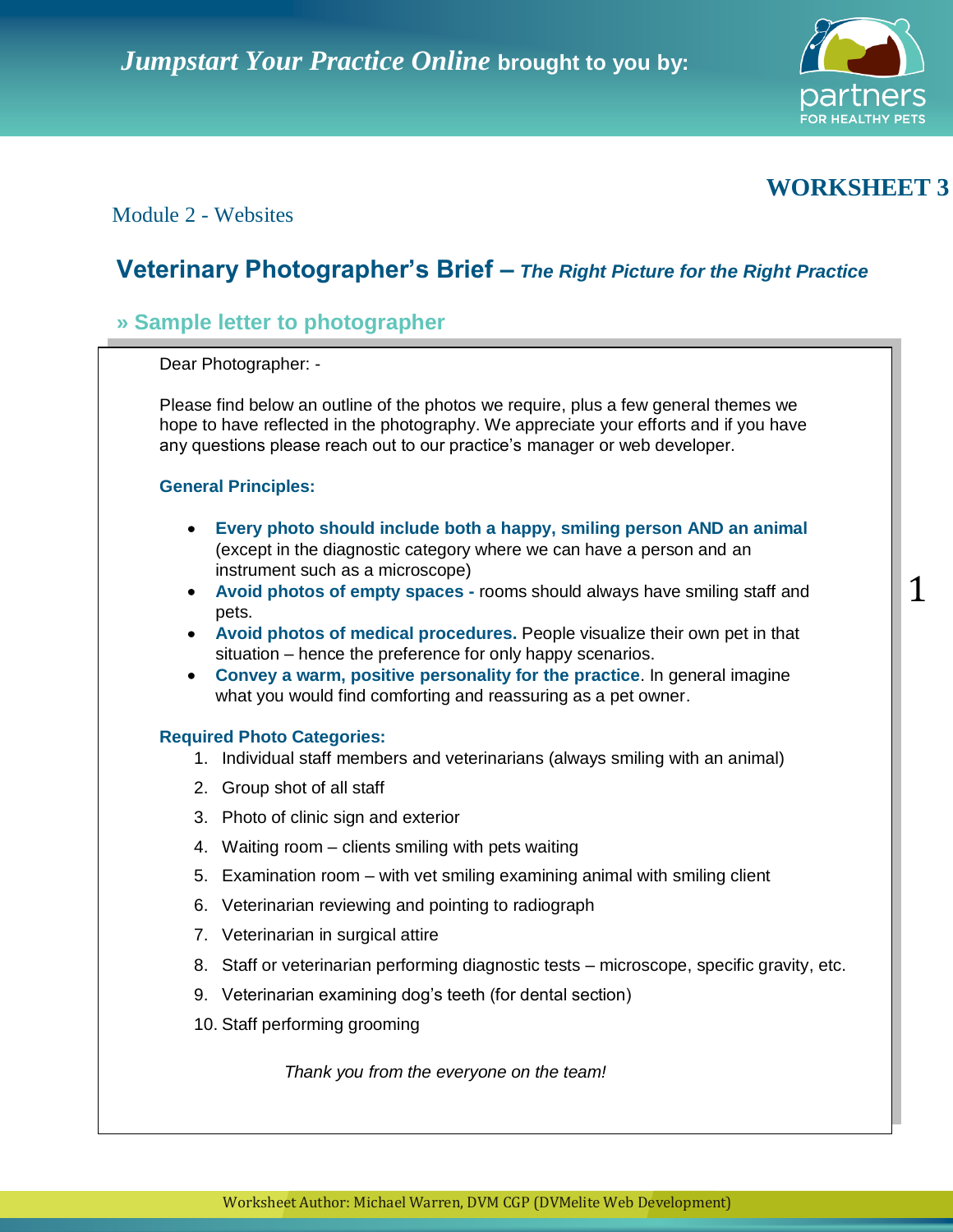*Jumpstart Your Practice Online* **brought to you by:**

# WORKSHEET 3

Module 2 - Websites

## Veterinary Photographer's Brief – *The Right Picture for the Right Practice*

### » Sample letter to photographer

Dear Photographer: -

Please find below an outline of the photos we require, plus a few general themes we hope to have reflected in the photography. We appreciate your efforts and if you have any questions please reach out to our practice's manager or web developer.

**General Principles:**

- **Every photo should include both a happy, smiling person AND an animal** (except in the diagnostic category where we can have a person and an instrument such as a microscope)
- **Avoid photos of empty spaces -** rooms should always have smiling staff and pets.
- **Avoid photos of medical procedures.** People visualize their own pet in that situation – hence the preference for only happy scenarios.
- **Convey a warm, positive personality for the practice**. In general imagine what you would find comforting and reassuring as a pet owner.

**Required Photo Categories:**

1. Individual staff members and veterinarians (always smiling with an animal)
2. Group shot of all staff
3. Photo of clinic sign and exterior
4. Waiting room – clients smiling with pets waiting
5. Examination room – with vet smiling examining animal with smiling client
6. Veterinarian reviewing and pointing to radiograph
7. Veterinarian in surgical attire
8. Staff or veterinarian performing diagnostic tests – microscope, specific gravity, etc.
9. Veterinarian examining dog's teeth (for dental section)
10. Staff performing grooming

*Thank you from the everyone on the team!*

Worksheet Author: Michael Warren, DVM CGP (DVMelite Web Development)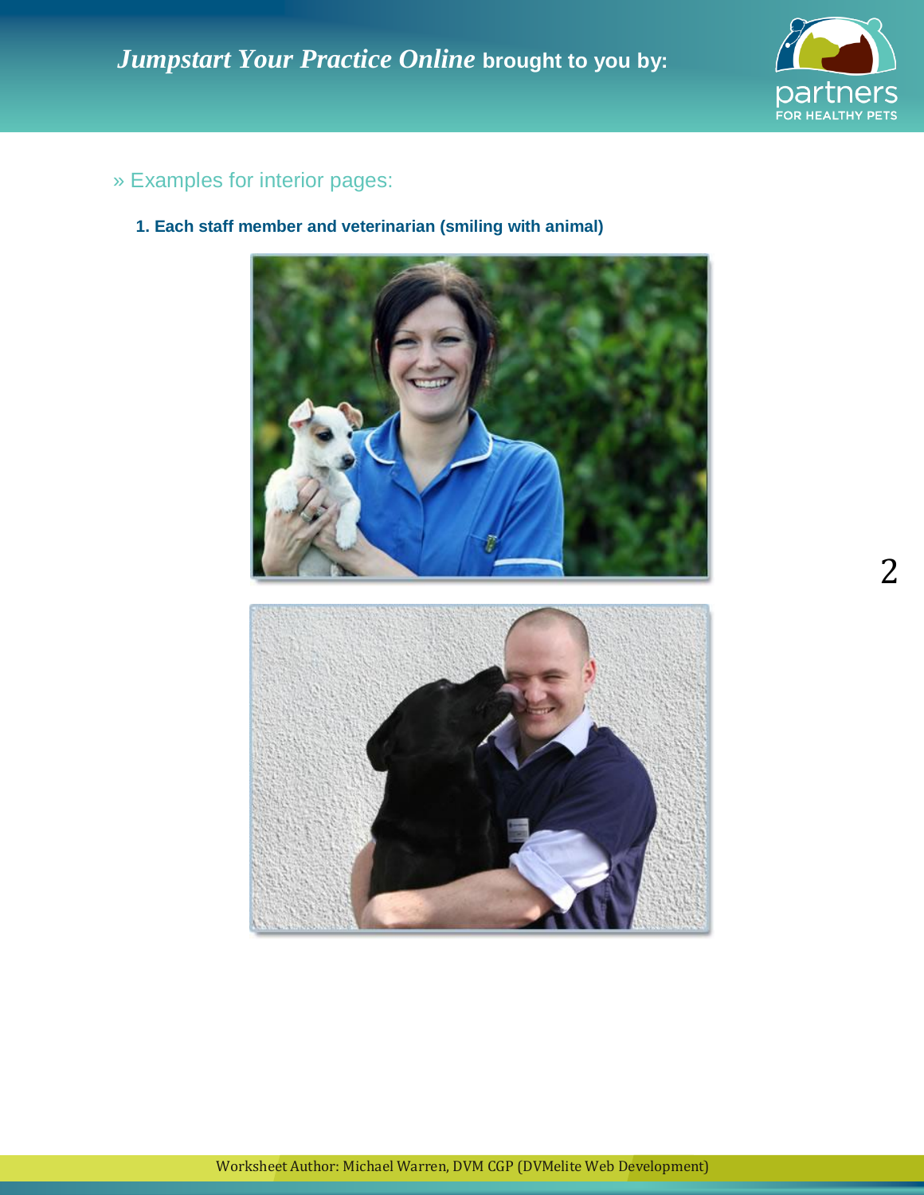» Examples for interior pages:

**1. Each staff member and veterinarian (smiling with animal)**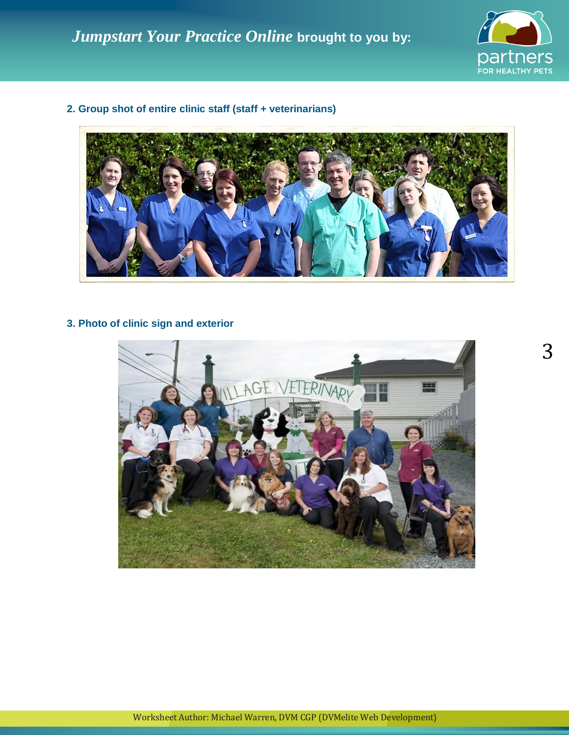2. Group shot of entire clinic staff (staff + veterinarians)

3. Photo of clinic sign and exterior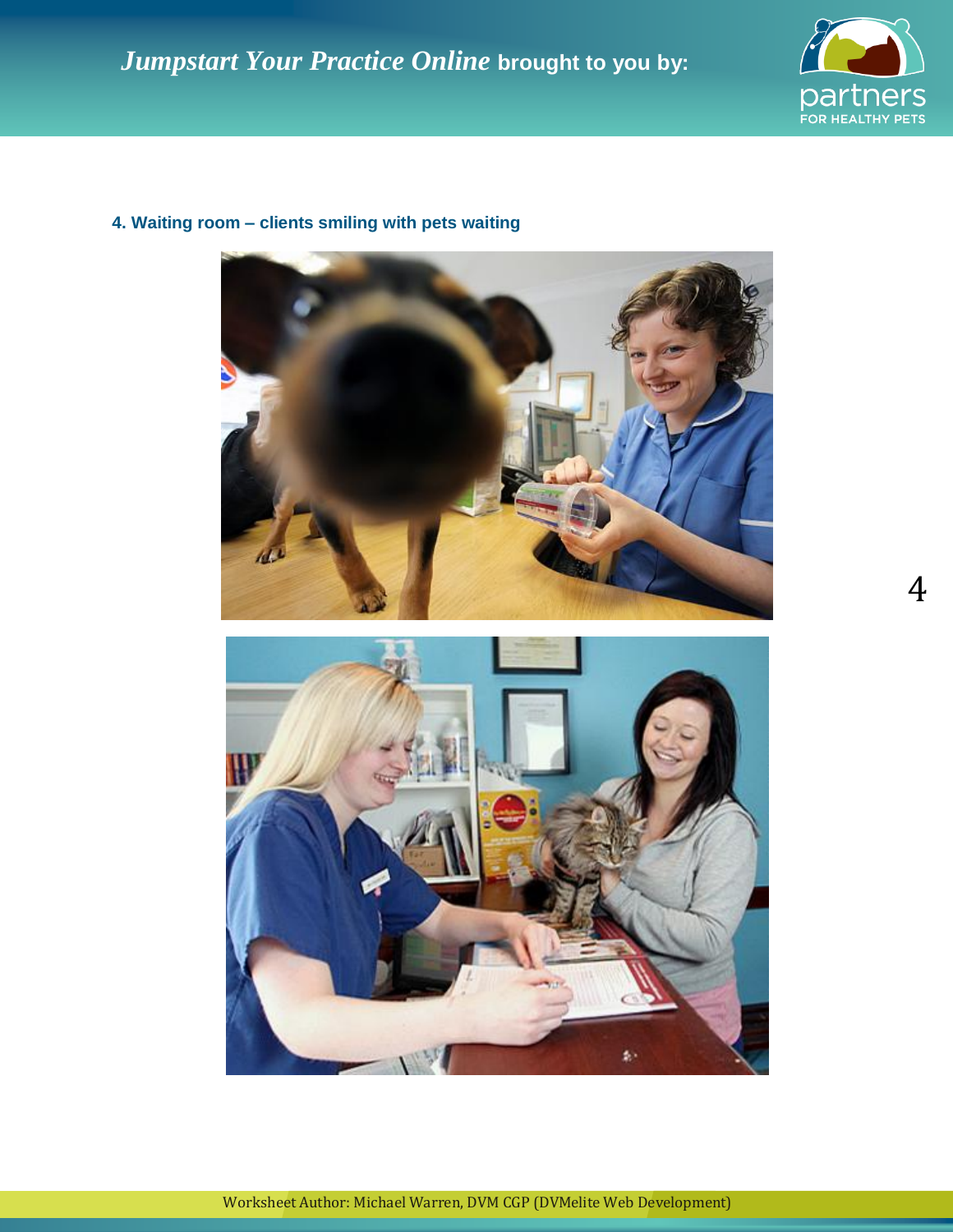**4. Waiting room – clients smiling with pets waiting**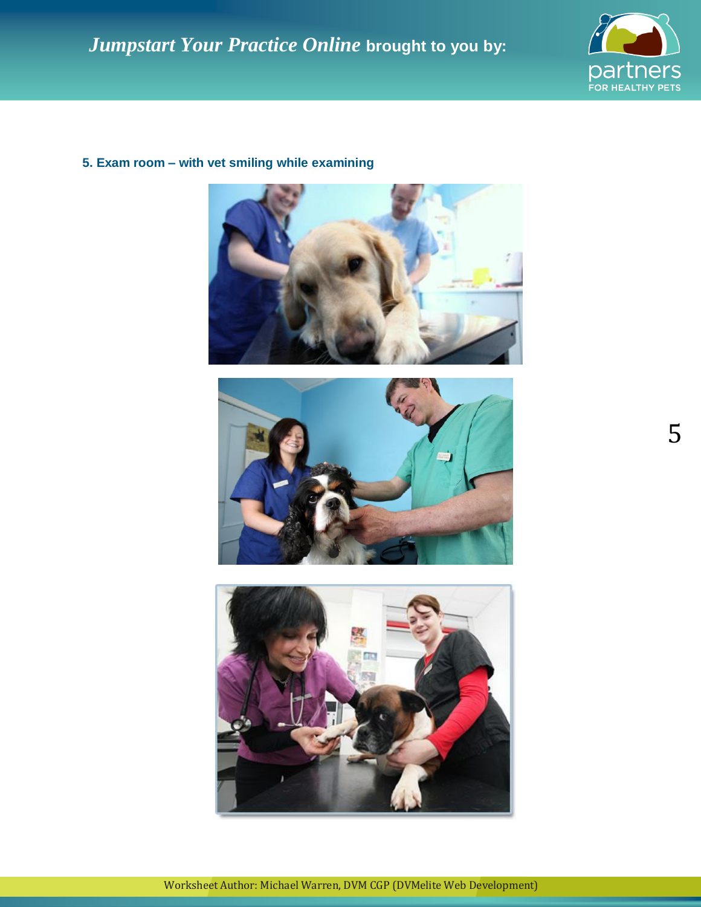**5. Exam room – with vet smiling while examining**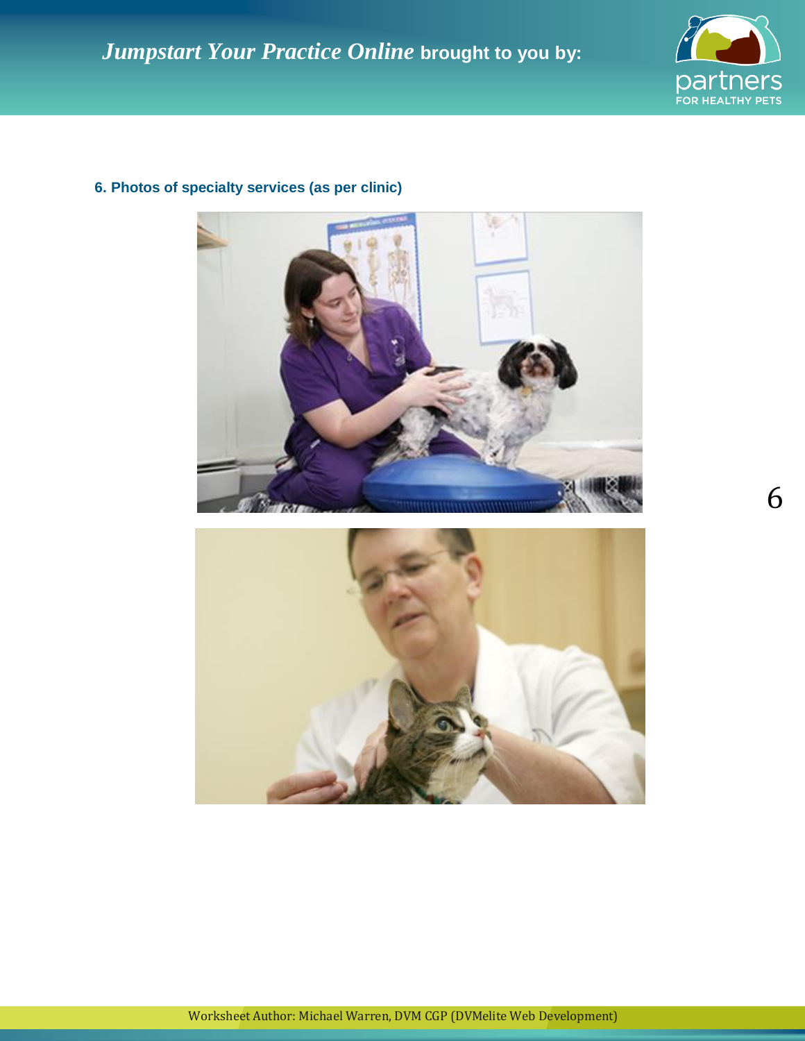**6. Photos of specialty services (as per clinic)**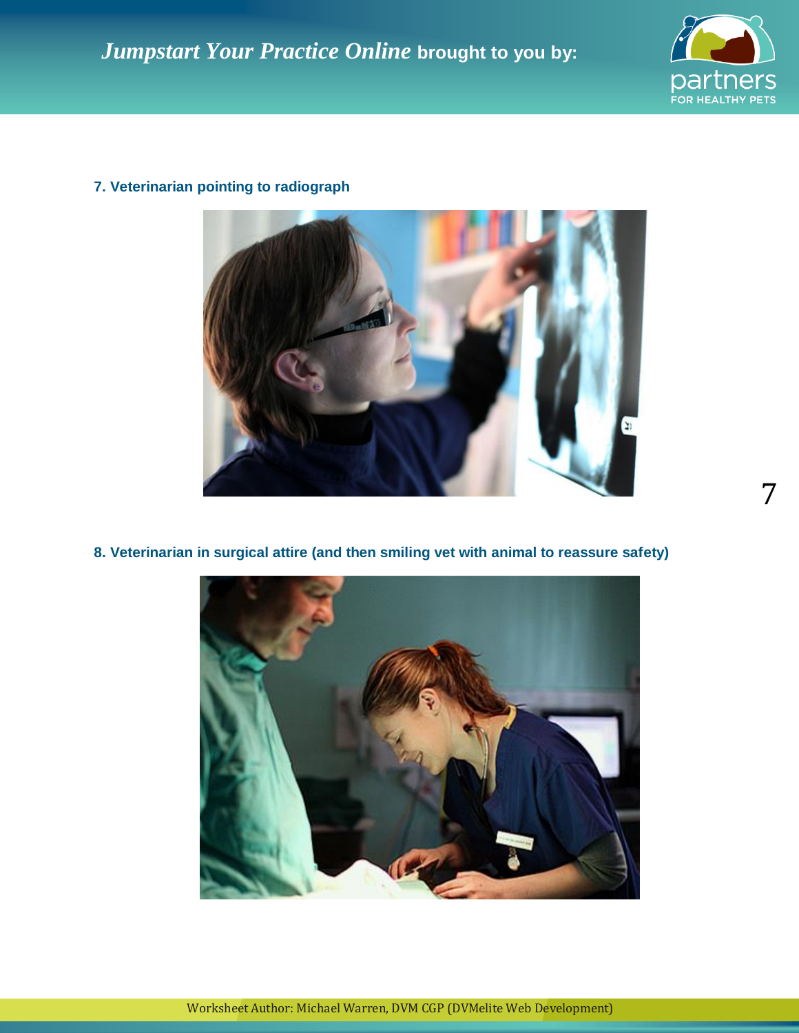**7. Veterinarian pointing to radiograph**

**8. Veterinarian in surgical attire (and then smiling vet with animal to reassure safety)**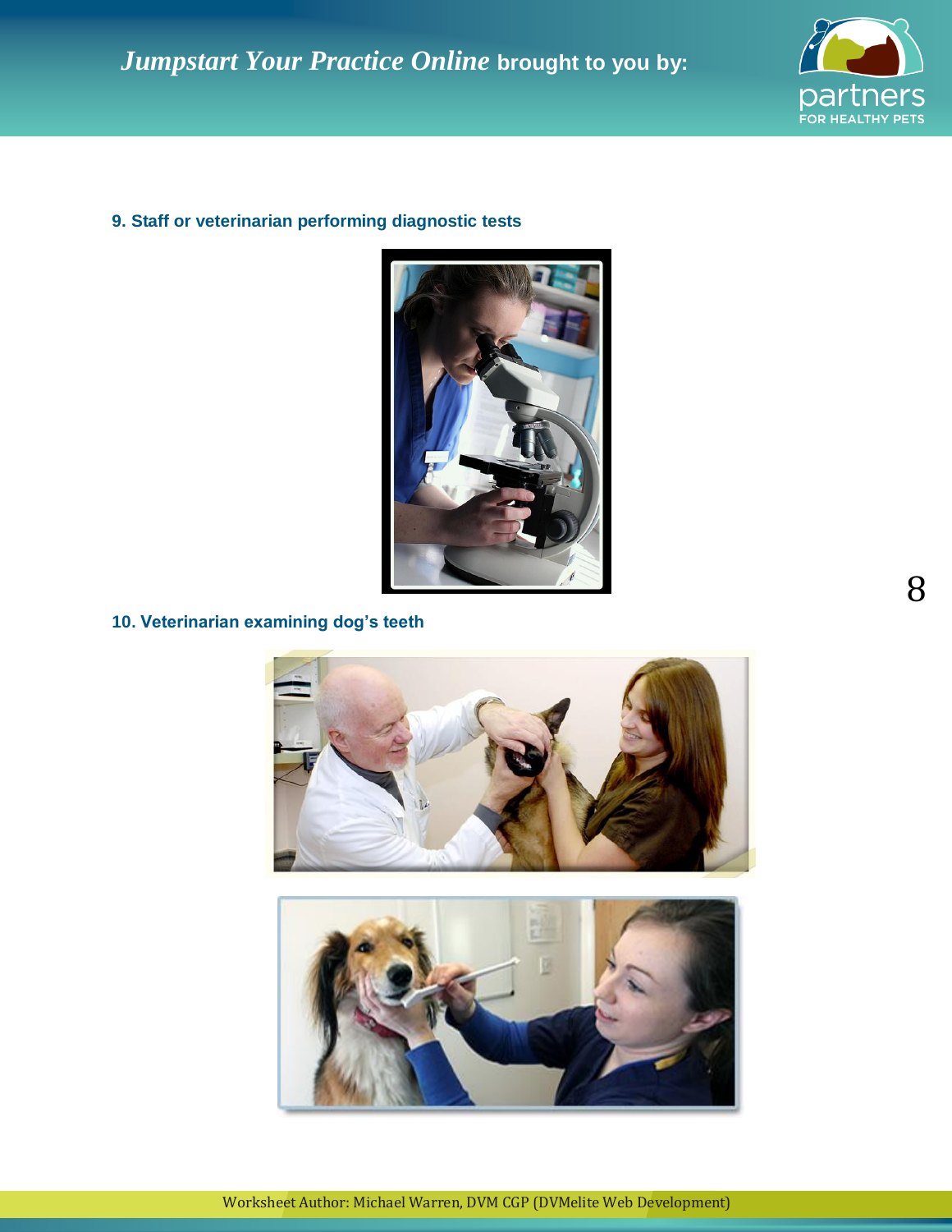**9. Staff or veterinarian performing diagnostic tests**

**10. Veterinarian examining dog's teeth**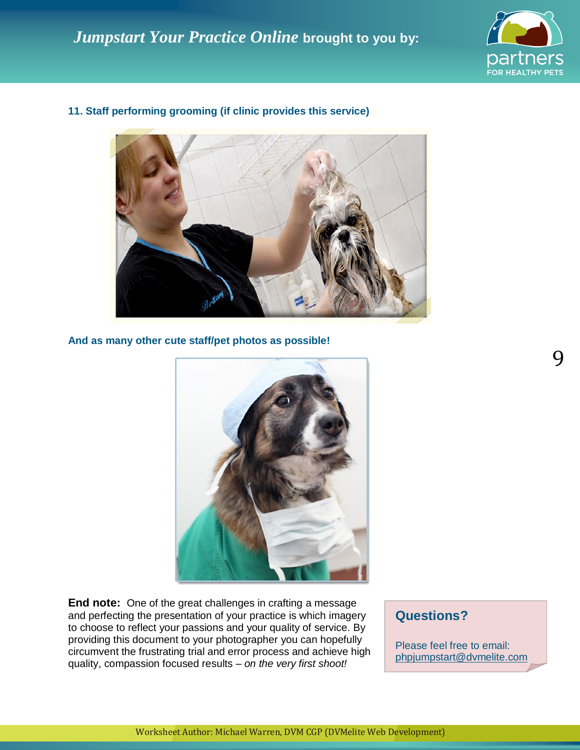**11. Staff performing grooming (if clinic provides this service)**

**And as many other cute staff/pet photos as possible!**

**End note:** One of the great challenges in crafting a message and perfecting the presentation of your practice is which imagery to choose to reflect your passions and your quality of service. By providing this document to your photographer you can hopefully circumvent the frustrating trial and error process and achieve high quality, compassion focused results – *on the very first shoot!*

**Questions?**

Please feel free to email: phpjumpstart@dvmelite.com

Worksheet Author: Michael Warren, DVM CGP (DVMelite Web Development)